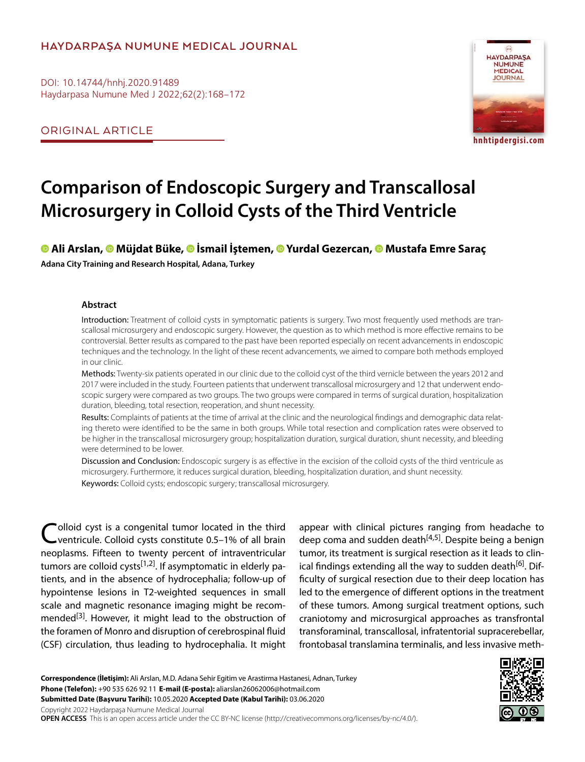HAYDARPAŞA NUMUNE MEDICAL JOURNAL

DOI: 10.14744/hnhj.2020.91489
Haydarpasa Numune Med J 2022;62(2):168–172

ORIGINAL ARTICLE

hnhtipdergisi.com

# Comparison of Endoscopic Surgery and Transcallosal Microsurgery in Colloid Cysts of the Third Ventricle

**Ali Arslan, Müjdat Büke, İsmail İştemen, Yurdal Gezercan, Mustafa Emre Saraç**

**Adana City Training and Research Hospital, Adana, Turkey**

## Abstract

**Introduction:** Treatment of colloid cysts in symptomatic patients is surgery. Two most frequently used methods are transcallosal microsurgery and endoscopic surgery. However, the question as to which method is more effective remains to be controversial. Better results as compared to the past have been reported especially on recent advancements in endoscopic techniques and the technology. In the light of these recent advancements, we aimed to compare both methods employed in our clinic.

**Methods:** Twenty-six patients operated in our clinic due to the colloid cyst of the third vernicle between the years 2012 and 2017 were included in the study. Fourteen patients that underwent transcallosal microsurgery and 12 that underwent endoscopic surgery were compared as two groups. The two groups were compared in terms of surgical duration, hospitalization duration, bleeding, total resection, reoperation, and shunt necessity.

**Results:** Complaints of patients at the time of arrival at the clinic and the neurological findings and demographic data relating thereto were identified to be the same in both groups. While total resection and complication rates were observed to be higher in the transcallosal microsurgery group; hospitalization duration, surgical duration, shunt necessity, and bleeding were determined to be lower.

**Discussion and Conclusion:** Endoscopic surgery is as effective in the excision of the colloid cysts of the third ventricule as microsurgery. Furthermore, it reduces surgical duration, bleeding, hospitalization duration, and shunt necessity.

**Keywords:** Colloid cysts; endoscopic surgery; transcallosal microsurgery.

Colloid cyst is a congenital tumor located in the third ventricule. Colloid cysts constitute 0.5–1% of all brain neoplasms. Fifteen to twenty percent of intraventricular tumors are colloid cysts[1,2]. If asymptomatic in elderly patients, and in the absence of hydrocephalia; follow-up of hypointense lesions in T2-weighted sequences in small scale and magnetic resonance imaging might be recommended[3]. However, it might lead to the obstruction of the foramen of Monro and disruption of cerebrospinal fluid (CSF) circulation, thus leading to hydrocephalia. It might appear with clinical pictures ranging from headache to deep coma and sudden death[4,5]. Despite being a benign tumor, its treatment is surgical resection as it leads to clinical findings extending all the way to sudden death[6]. Difficulty of surgical resection due to their deep location has led to the emergence of different options in the treatment of these tumors. Among surgical treatment options, such craniotomy and microsurgical approaches as transfrontal transforaminal, transcallosal, infratentorial supracerebellar, frontobasal translamina terminalis, and less invasive meth-

**Correspondence (İletişim):** Ali Arslan, M.D. Adana Sehir Egitim ve Arastirma Hastanesi, Adnan, Turkey
**Phone (Telefon):** +90 535 626 92 11 **E-mail (E-posta):** aliarslan26062006@hotmail.com
**Submitted Date (Başvuru Tarihi):** 10.05.2020 **Accepted Date (Kabul Tarihi):** 03.06.2020
Copyright 2022 Haydarpaşa Numune Medical Journal
**OPEN ACCESS** This is an open access article under the CC BY-NC license (http://creativecommons.org/licenses/by-nc/4.0/).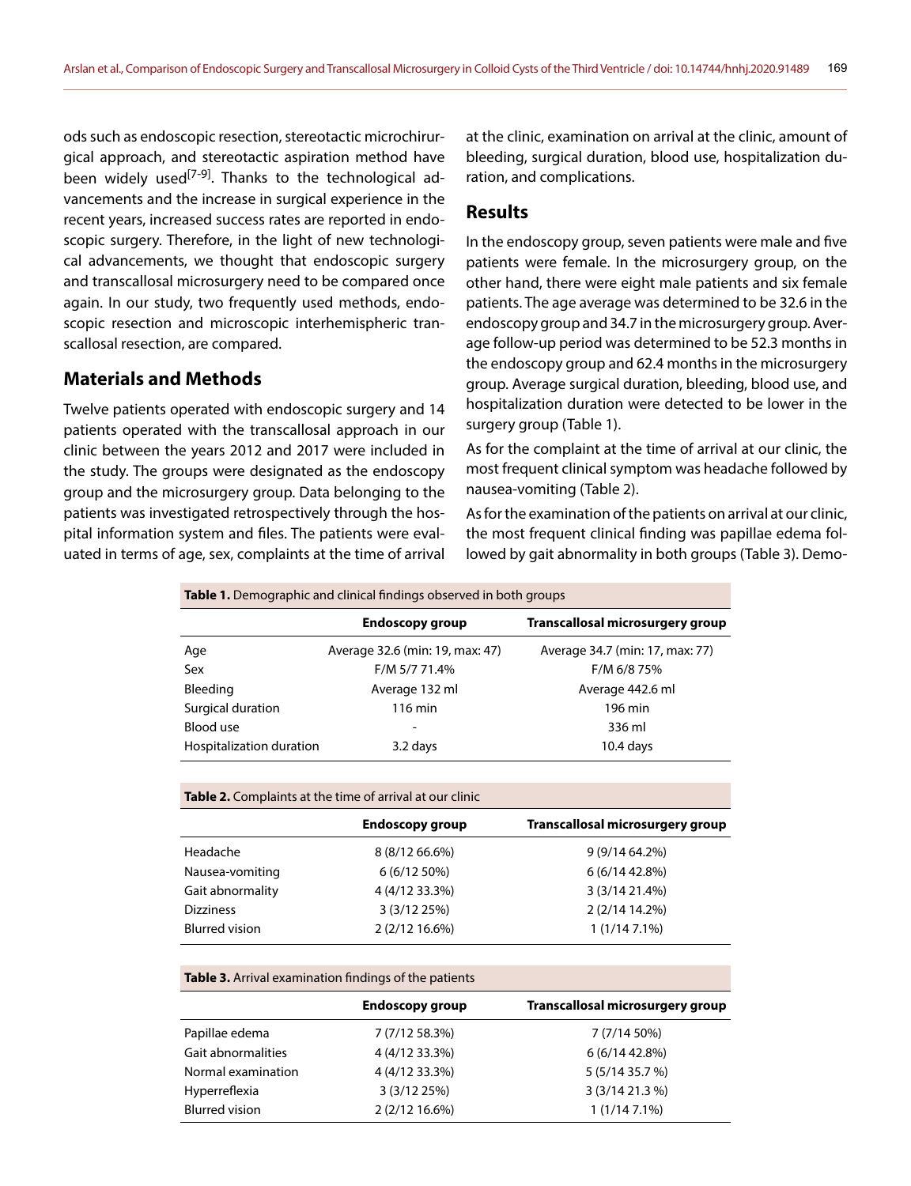ods such as endoscopic resection, stereotactic microchirurgical approach, and stereotactic aspiration method have been widely used[7-9]. Thanks to the technological advancements and the increase in surgical experience in the recent years, increased success rates are reported in endoscopic surgery. Therefore, in the light of new technological advancements, we thought that endoscopic surgery and transcallosal microsurgery need to be compared once again. In our study, two frequently used methods, endoscopic resection and microscopic interhemispheric transcallosal resection, are compared.

## Materials and Methods

Twelve patients operated with endoscopic surgery and 14 patients operated with the transcallosal approach in our clinic between the years 2012 and 2017 were included in the study. The groups were designated as the endoscopy group and the microsurgery group. Data belonging to the patients was investigated retrospectively through the hospital information system and files. The patients were evaluated in terms of age, sex, complaints at the time of arrival at the clinic, examination on arrival at the clinic, amount of bleeding, surgical duration, blood use, hospitalization duration, and complications.

## Results

In the endoscopy group, seven patients were male and five patients were female. In the microsurgery group, on the other hand, there were eight male patients and six female patients. The age average was determined to be 32.6 in the endoscopy group and 34.7 in the microsurgery group. Average follow-up period was determined to be 52.3 months in the endoscopy group and 62.4 months in the microsurgery group. Average surgical duration, bleeding, blood use, and hospitalization duration were detected to be lower in the surgery group (Table 1).

As for the complaint at the time of arrival at our clinic, the most frequent clinical symptom was headache followed by nausea-vomiting (Table 2).

As for the examination of the patients on arrival at our clinic, the most frequent clinical finding was papillae edema followed by gait abnormality in both groups (Table 3). Demo-

**Table 1.** Demographic and clinical findings observed in both groups

| | Endoscopy group | Transcallosal microsurgery group |
|---|---|---|
| Age | Average 32.6 (min: 19, max: 47) | Average 34.7 (min: 17, max: 77) |
| Sex | F/M 5/7 71.4% | F/M 6/8 75% |
| Bleeding | Average 132 ml | Average 442.6 ml |
| Surgical duration | 116 min | 196 min |
| Blood use | - | 336 ml |
| Hospitalization duration | 3.2 days | 10.4 days |

**Table 2.** Complaints at the time of arrival at our clinic

| | Endoscopy group | Transcallosal microsurgery group |
|---|---|---|
| Headache | 8 (8/12 66.6%) | 9 (9/14 64.2%) |
| Nausea-vomiting | 6 (6/12 50%) | 6 (6/14 42.8%) |
| Gait abnormality | 4 (4/12 33.3%) | 3 (3/14 21.4%) |
| Dizziness | 3 (3/12 25%) | 2 (2/14 14.2%) |
| Blurred vision | 2 (2/12 16.6%) | 1 (1/14 7.1%) |

**Table 3.** Arrival examination findings of the patients

| | Endoscopy group | Transcallosal microsurgery group |
|---|---|---|
| Papillae edema | 7 (7/12 58.3%) | 7 (7/14 50%) |
| Gait abnormalities | 4 (4/12 33.3%) | 6 (6/14 42.8%) |
| Normal examination | 4 (4/12 33.3%) | 5 (5/14 35.7 %) |
| Hyperreflexia | 3 (3/12 25%) | 3 (3/14 21.3 %) |
| Blurred vision | 2 (2/12 16.6%) | 1 (1/14 7.1%) |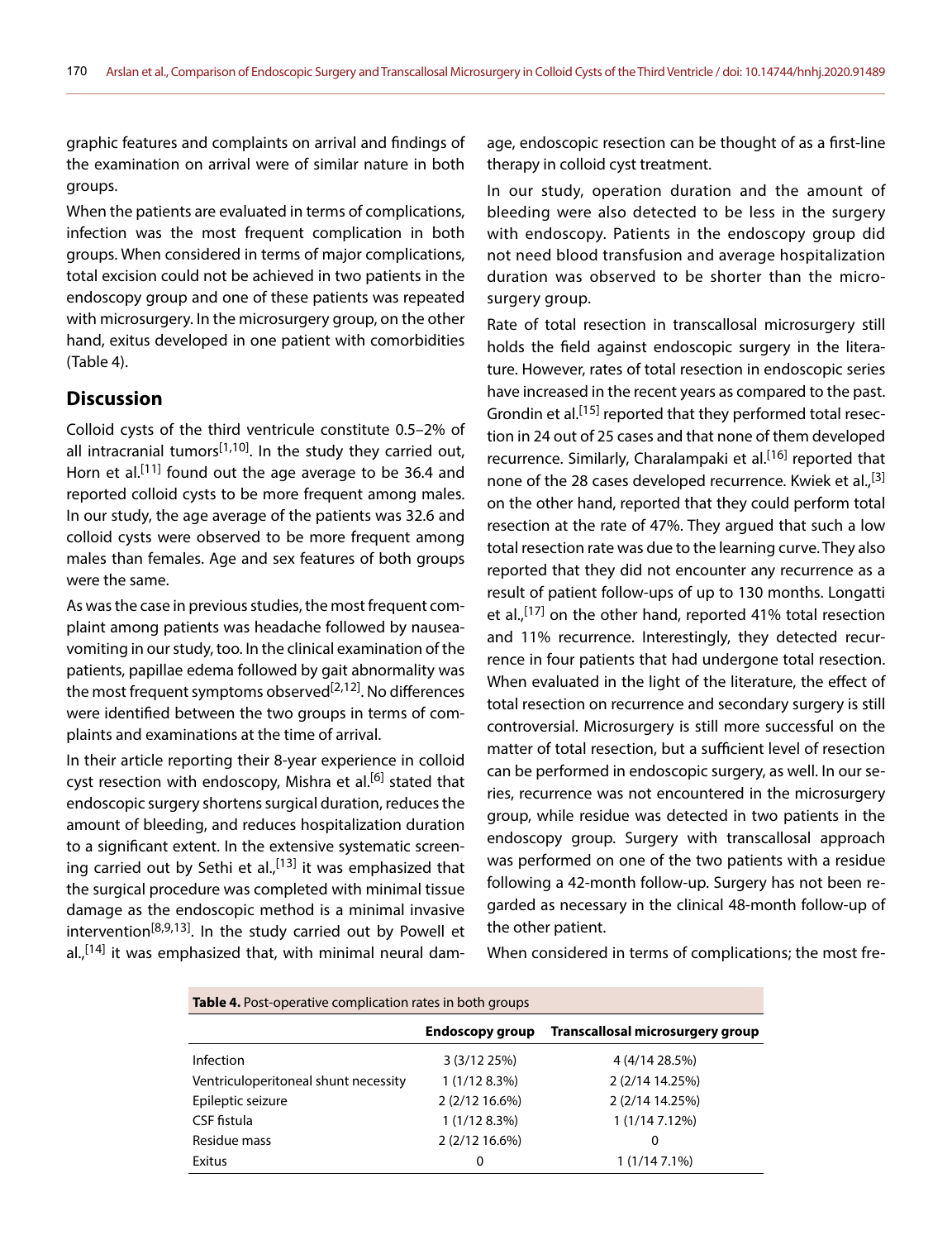graphic features and complaints on arrival and findings of the examination on arrival were of similar nature in both groups.

When the patients are evaluated in terms of complications, infection was the most frequent complication in both groups. When considered in terms of major complications, total excision could not be achieved in two patients in the endoscopy group and one of these patients was repeated with microsurgery. In the microsurgery group, on the other hand, exitus developed in one patient with comorbidities (Table 4).

## Discussion

Colloid cysts of the third ventricule constitute 0.5–2% of all intracranial tumors[1,10]. In the study they carried out, Horn et al.[11] found out the age average to be 36.4 and reported colloid cysts to be more frequent among males. In our study, the age average of the patients was 32.6 and colloid cysts were observed to be more frequent among males than females. Age and sex features of both groups were the same.

As was the case in previous studies, the most frequent complaint among patients was headache followed by nausea-vomiting in our study, too. In the clinical examination of the patients, papillae edema followed by gait abnormality was the most frequent symptoms observed[2,12]. No differences were identified between the two groups in terms of complaints and examinations at the time of arrival.

In their article reporting their 8-year experience in colloid cyst resection with endoscopy, Mishra et al.[6] stated that endoscopic surgery shortens surgical duration, reduces the amount of bleeding, and reduces hospitalization duration to a significant extent. In the extensive systematic screening carried out by Sethi et al.,[13] it was emphasized that the surgical procedure was completed with minimal tissue damage as the endoscopic method is a minimal invasive intervention[8,9,13]. In the study carried out by Powell et al.,[14] it was emphasized that, with minimal neural damage, endoscopic resection can be thought of as a first-line therapy in colloid cyst treatment.

In our study, operation duration and the amount of bleeding were also detected to be less in the surgery with endoscopy. Patients in the endoscopy group did not need blood transfusion and average hospitalization duration was observed to be shorter than the microsurgery group.

Rate of total resection in transcallosal microsurgery still holds the field against endoscopic surgery in the literature. However, rates of total resection in endoscopic series have increased in the recent years as compared to the past. Grondin et al.[15] reported that they performed total resection in 24 out of 25 cases and that none of them developed recurrence. Similarly, Charalampaki et al.[16] reported that none of the 28 cases developed recurrence. Kwiek et al.,[3] on the other hand, reported that they could perform total resection at the rate of 47%. They argued that such a low total resection rate was due to the learning curve. They also reported that they did not encounter any recurrence as a result of patient follow-ups of up to 130 months. Longatti et al.,[17] on the other hand, reported 41% total resection and 11% recurrence. Interestingly, they detected recurrence in four patients that had undergone total resection. When evaluated in the light of the literature, the effect of total resection on recurrence and secondary surgery is still controversial. Microsurgery is still more successful on the matter of total resection, but a sufficient level of resection can be performed in endoscopic surgery, as well. In our series, recurrence was not encountered in the microsurgery group, while residue was detected in two patients in the endoscopy group. Surgery with transcallosal approach was performed on one of the two patients with a residue following a 42-month follow-up. Surgery has not been regarded as necessary in the clinical 48-month follow-up of the other patient.

When considered in terms of complications; the most fre-

**Table 4.** Post-operative complication rates in both groups

| | Endoscopy group | Transcallosal microsurgery group |
|---|---|---|
| Infection | 3 (3/12 25%) | 4 (4/14 28.5%) |
| Ventriculoperitoneal shunt necessity | 1 (1/12 8.3%) | 2 (2/14 14.25%) |
| Epileptic seizure | 2 (2/12 16.6%) | 2 (2/14 14.25%) |
| CSF fistula | 1 (1/12 8.3%) | 1 (1/14 7.12%) |
| Residue mass | 2 (2/12 16.6%) | 0 |
| Exitus | 0 | 1 (1/14 7.1%) |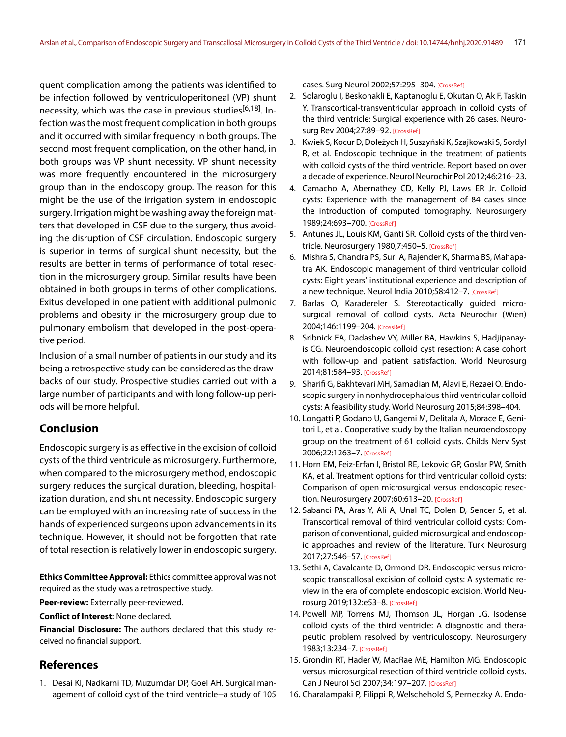quent complication among the patients was identified to be infection followed by ventriculoperitoneal (VP) shunt necessity, which was the case in previous studies[6,18]. Infection was the most frequent complication in both groups and it occurred with similar frequency in both groups. The second most frequent complication, on the other hand, in both groups was VP shunt necessity. VP shunt necessity was more frequently encountered in the microsurgery group than in the endoscopy group. The reason for this might be the use of the irrigation system in endoscopic surgery. Irrigation might be washing away the foreign matters that developed in CSF due to the surgery, thus avoiding the disruption of CSF circulation. Endoscopic surgery is superior in terms of surgical shunt necessity, but the results are better in terms of performance of total resection in the microsurgery group. Similar results have been obtained in both groups in terms of other complications. Exitus developed in one patient with additional pulmonic problems and obesity in the microsurgery group due to pulmonary embolism that developed in the post-operative period.

Inclusion of a small number of patients in our study and its being a retrospective study can be considered as the drawbacks of our study. Prospective studies carried out with a large number of participants and with long follow-up periods will be more helpful.

## Conclusion

Endoscopic surgery is as effective in the excision of colloid cysts of the third ventricule as microsurgery. Furthermore, when compared to the microsurgery method, endoscopic surgery reduces the surgical duration, bleeding, hospitalization duration, and shunt necessity. Endoscopic surgery can be employed with an increasing rate of success in the hands of experienced surgeons upon advancements in its technique. However, it should not be forgotten that rate of total resection is relatively lower in endoscopic surgery.

**Ethics Committee Approval:** Ethics committee approval was not required as the study was a retrospective study.

**Peer-review:** Externally peer-reviewed.

**Conflict of Interest:** None declared.

**Financial Disclosure:** The authors declared that this study received no financial support.

## References

1. Desai KI, Nadkarni TD, Muzumdar DP, Goel AH. Surgical management of colloid cyst of the third ventricle--a study of 105 cases. Surg Neurol 2002;57:295–304. [CrossRef]
2. Solaroglu I, Beskonakli E, Kaptanoglu E, Okutan O, Ak F, Taskin Y. Transcortical-transventricular approach in colloid cysts of the third ventricle: Surgical experience with 26 cases. Neurosurg Rev 2004;27:89–92. [CrossRef]
3. Kwiek S, Kocur D, Doleżych H, Suszyński K, Szajkowski S, Sordyl R, et al. Endoscopic technique in the treatment of patients with colloid cysts of the third ventricle. Report based on over a decade of experience. Neurol Neurochir Pol 2012;46:216–23.
4. Camacho A, Abernathey CD, Kelly PJ, Laws ER Jr. Colloid cysts: Experience with the management of 84 cases since the introduction of computed tomography. Neurosurgery 1989;24:693–700. [CrossRef]
5. Antunes JL, Louis KM, Ganti SR. Colloid cysts of the third ventricle. Neurosurgery 1980;7:450–5. [CrossRef]
6. Mishra S, Chandra PS, Suri A, Rajender K, Sharma BS, Mahapatra AK. Endoscopic management of third ventricular colloid cysts: Eight years' institutional experience and description of a new technique. Neurol India 2010;58:412–7. [CrossRef]
7. Barlas O, Karadereler S. Stereotactically guided microsurgical removal of colloid cysts. Acta Neurochir (Wien) 2004;146:1199–204. [CrossRef]
8. Sribnick EA, Dadashev VY, Miller BA, Hawkins S, Hadjipanayis CG. Neuroendoscopic colloid cyst resection: A case cohort with follow-up and patient satisfaction. World Neurosurg 2014;81:584–93. [CrossRef]
9. Sharifi G, Bakhtevari MH, Samadian M, Alavi E, Rezaei O. Endoscopic surgery in nonhydrocephalous third ventricular colloid cysts: A feasibility study. World Neurosurg 2015;84:398–404.
10. Longatti P, Godano U, Gangemi M, Delitala A, Morace E, Genitori L, et al. Cooperative study by the Italian neuroendoscopy group on the treatment of 61 colloid cysts. Childs Nerv Syst 2006;22:1263–7. [CrossRef]
11. Horn EM, Feiz-Erfan I, Bristol RE, Lekovic GP, Goslar PW, Smith KA, et al. Treatment options for third ventricular colloid cysts: Comparison of open microsurgical versus endoscopic resection. Neurosurgery 2007;60:613–20. [CrossRef]
12. Sabanci PA, Aras Y, Ali A, Unal TC, Dolen D, Sencer S, et al. Transcortical removal of third ventricular colloid cysts: Comparison of conventional, guided microsurgical and endoscopic approaches and review of the literature. Turk Neurosurg 2017;27:546–57. [CrossRef]
13. Sethi A, Cavalcante D, Ormond DR. Endoscopic versus microscopic transcallosal excision of colloid cysts: A systematic review in the era of complete endoscopic excision. World Neurosurg 2019;132:e53–8. [CrossRef]
14. Powell MP, Torrens MJ, Thomson JL, Horgan JG. Isodense colloid cysts of the third ventricle: A diagnostic and therapeutic problem resolved by ventriculoscopy. Neurosurgery 1983;13:234–7. [CrossRef]
15. Grondin RT, Hader W, MacRae ME, Hamilton MG. Endoscopic versus microsurgical resection of third ventricle colloid cysts. Can J Neurol Sci 2007;34:197–207. [CrossRef]
16. Charalampaki P, Filippi R, Welschehold S, Perneczky A. Endo-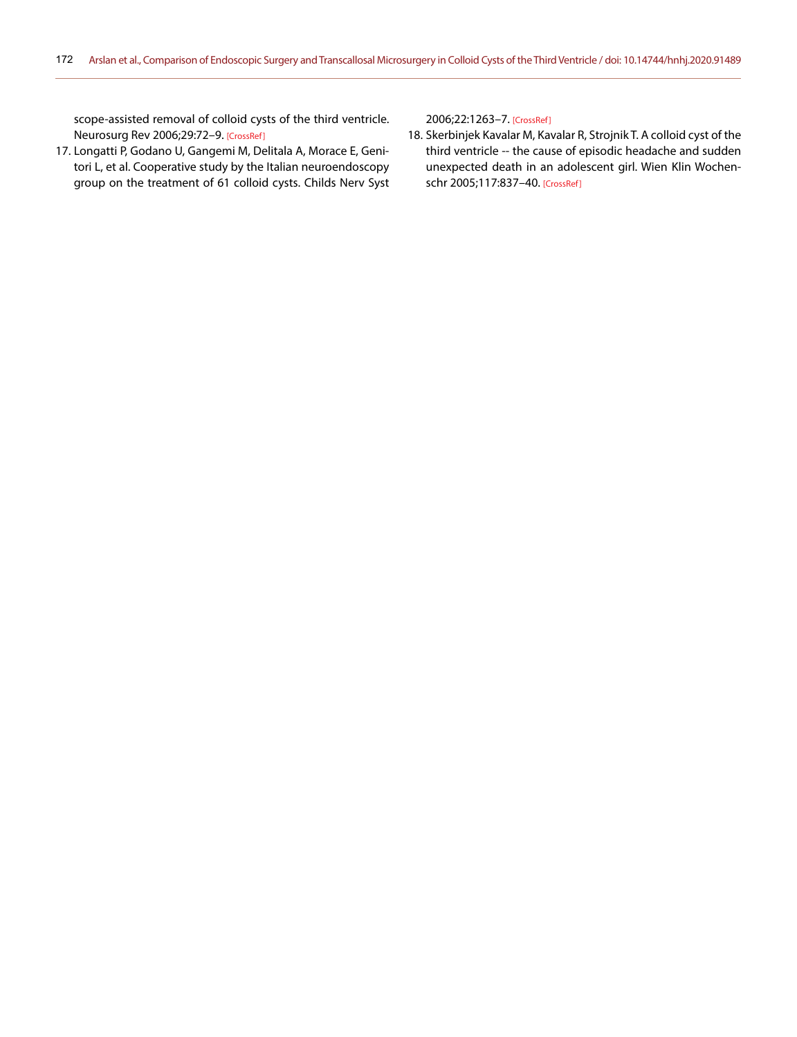scope-assisted removal of colloid cysts of the third ventricle. Neurosurg Rev 2006;29:72–9. [CrossRef]

17. Longatti P, Godano U, Gangemi M, Delitala A, Morace E, Genitori L, et al. Cooperative study by the Italian neuroendoscopy group on the treatment of 61 colloid cysts. Childs Nerv Syst 2006;22:1263–7. [CrossRef]
18. Skerbinjek Kavalar M, Kavalar R, Strojnik T. A colloid cyst of the third ventricle -- the cause of episodic headache and sudden unexpected death in an adolescent girl. Wien Klin Wochenschr 2005;117:837–40. [CrossRef]